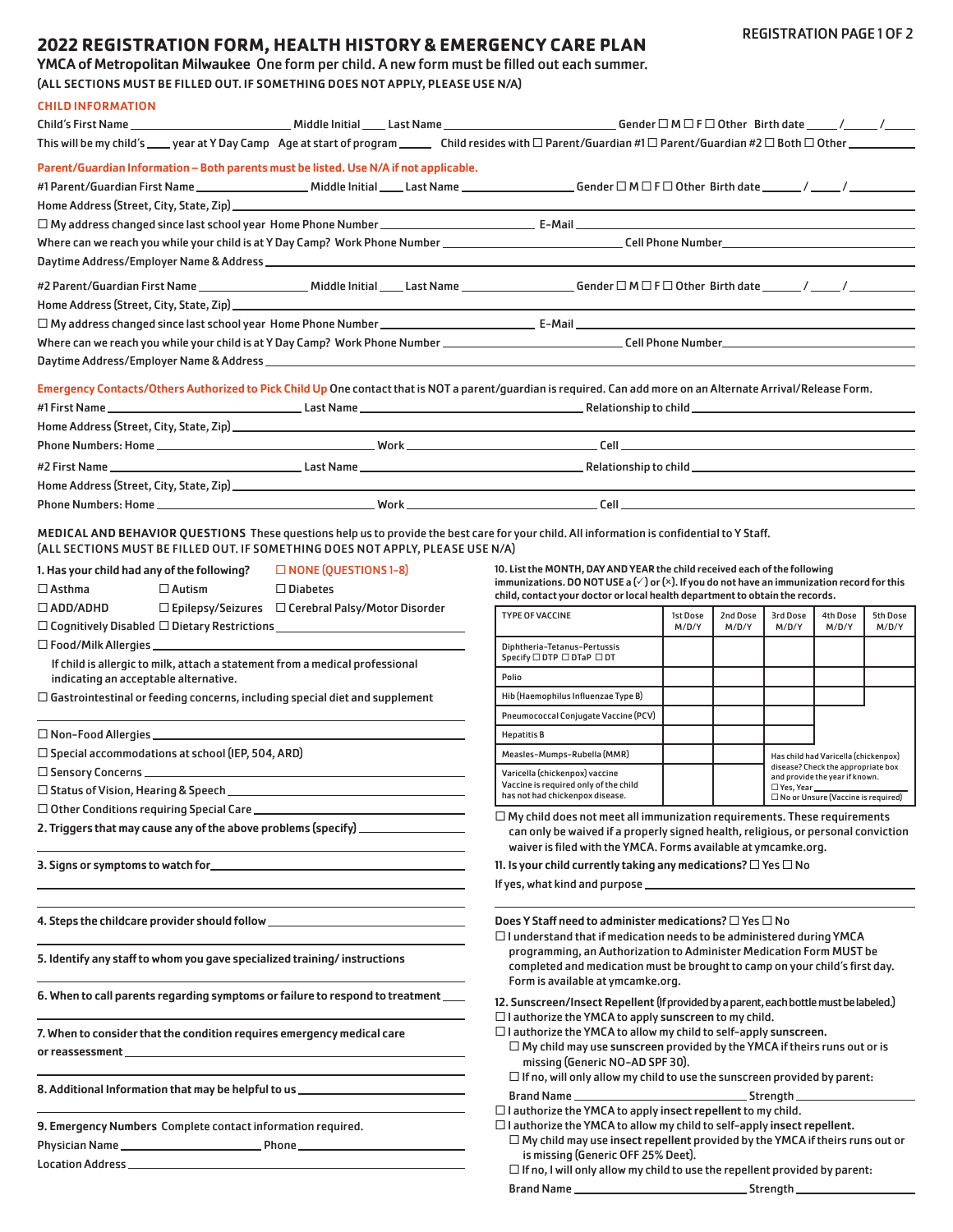# 2022 REGISTRATION FORM, HEALTH HISTORY & EMERGENCY CARE PLAN

**YMCA of Metropolitan Milwaukee** One form per child. A new form must be filled out each summer.

(ALL SECTIONS MUST BE FILLED OUT. IF SOMETHING DOES NOT APPLY, PLEASE USE N/A)

## CHILD INFORMATION

Child's First Name ______ Middle Initial ____ Last Name ______ Gender ☐ M ☐ F ☐ Other Birth date ____/____/____

This will be my child's ____ year at Y Day Camp Age at start of program _____ Child resides with ☐ Parent/Guardian #1 ☐ Parent/Guardian #2 ☐ Both ☐ Other ______

## Parent/Guardian Information – Both parents must be listed. Use N/A if not applicable.

#1 Parent/Guardian First Name ______ Middle Initial ____ Last Name ______ Gender ☐ M ☐ F ☐ Other Birth date ____/____/____

Home Address (Street, City, State, Zip) ______

☐ My address changed since last school year Home Phone Number ______ E-Mail ______

Where can we reach you while your child is at Y Day Camp? Work Phone Number ______ Cell Phone Number ______

Daytime Address/Employer Name & Address ______

#2 Parent/Guardian First Name ______ Middle Initial ____ Last Name ______ Gender ☐ M ☐ F ☐ Other Birth date ____/____/____

Home Address (Street, City, State, Zip) ______

☐ My address changed since last school year Home Phone Number ______ E-Mail ______

Where can we reach you while your child is at Y Day Camp? Work Phone Number ______ Cell Phone Number ______

Daytime Address/Employer Name & Address ______

## Emergency Contacts/Others Authorized to Pick Child Up

One contact that is NOT a parent/guardian is required. Can add more on an Alternate Arrival/Release Form.

#1 First Name ______ Last Name ______ Relationship to child ______

Home Address (Street, City, State, Zip) ______

Phone Numbers: Home ______ Work ______ Cell ______

#2 First Name ______ Last Name ______ Relationship to child ______

Home Address (Street, City, State, Zip) ______

Phone Numbers: Home ______ Work ______ Cell ______

## MEDICAL AND BEHAVIOR QUESTIONS

These questions help us to provide the best care for your child. All information is confidential to Y Staff.

(ALL SECTIONS MUST BE FILLED OUT. IF SOMETHING DOES NOT APPLY, PLEASE USE N/A)

**1. Has your child had any of the following?** ☐ NONE (QUESTIONS 1-8)

☐ Asthma ☐ Autism ☐ Diabetes

☐ ADD/ADHD ☐ Epilepsy/Seizures ☐ Cerebral Palsy/Motor Disorder

☐ Cognitively Disabled ☐ Dietary Restrictions ______

☐ Food/Milk Allergies ______

If child is allergic to milk, attach a statement from a medical professional indicating an acceptable alternative.

☐ Gastrointestinal or feeding concerns, including special diet and supplement ______

☐ Non-Food Allergies ______

☐ Special accommodations at school (IEP, 504, ARD)

☐ Sensory Concerns ______

☐ Status of Vision, Hearing & Speech ______

☐ Other Conditions requiring Special Care ______

**2. Triggers that may cause any of the above problems (specify)** ______

**3. Signs or symptoms to watch for** ______

**4. Steps the childcare provider should follow** ______

**5. Identify any staff to whom you gave specialized training/ instructions** ______

**6. When to call parents regarding symptoms or failure to respond to treatment** ______

**7. When to consider that the condition requires emergency medical care or reassessment** ______

**8. Additional Information that may be helpful to us** ______

**9. Emergency Numbers** Complete contact information required.

Physician Name ______ Phone ______

Location Address ______

**10. List the MONTH, DAY AND YEAR the child received each of the following immunizations. DO NOT USE a (✓) or (×). If you do not have an immunization record for this child, contact your doctor or local health department to obtain the records.**

| TYPE OF VACCINE | 1st Dose M/D/Y | 2nd Dose M/D/Y | 3rd Dose M/D/Y | 4th Dose M/D/Y | 5th Dose M/D/Y |
|---|---|---|---|---|---|
| Diphtheria-Tetanus-Pertussis Specify ☐ DTP ☐ DTaP ☐ DT | | | | | |
| Polio | | | | | |
| Hib (Haemophilus Influenzae Type B) | | | | | |
| Pneumococcal Conjugate Vaccine (PCV) | | | | | |
| Hepatitis B | | | | | |
| Measles-Mumps-Rubella (MMR) | | | Has child had Varicella (chickenpox) disease? Check the appropriate box and provide the year if known. ☐ Yes, Year ____ ☐ No or Unsure (Vaccine is required) | | |
| Varicella (chickenpox) vaccine Vaccine is required only of the child has not had chickenpox disease. | | | | | |

☐ My child does not meet all immunization requirements. These requirements can only be waived if a properly signed health, religious, or personal conviction waiver is filed with the YMCA. Forms available at ymcamke.org.

**11. Is your child currently taking any medications?** ☐ Yes ☐ No

If yes, what kind and purpose ______

**Does Y Staff need to administer medications?** ☐ Yes ☐ No

☐ I understand that if medication needs to be administered during YMCA programming, an Authorization to Administer Medication Form MUST be completed and medication must be brought to camp on your child's first day. Form is available at ymcamke.org.

**12. Sunscreen/Insect Repellent** (If provided by a parent, each bottle must be labeled.)

☐ I authorize the YMCA to apply **sunscreen** to my child.

☐ **I authorize the YMCA to allow my child to self-apply sunscreen.**

- ☐ My child may use **sunscreen** provided by the YMCA if theirs runs out or is missing (Generic NO-AD SPF 30).
- ☐ If no, will only allow my child to use the sunscreen provided by parent:

  Brand Name ______ Strength ______

☐ I authorize the YMCA to apply **insect repellent** to my child.

☐ **I authorize the YMCA to allow my child to self-apply insect repellent.**

- ☐ My child may use **insect repellent** provided by the YMCA if theirs runs out or is missing (Generic OFF 25% Deet).
- ☐ If no, I will only allow my child to use the repellent provided by parent:

  Brand Name ______ Strength ______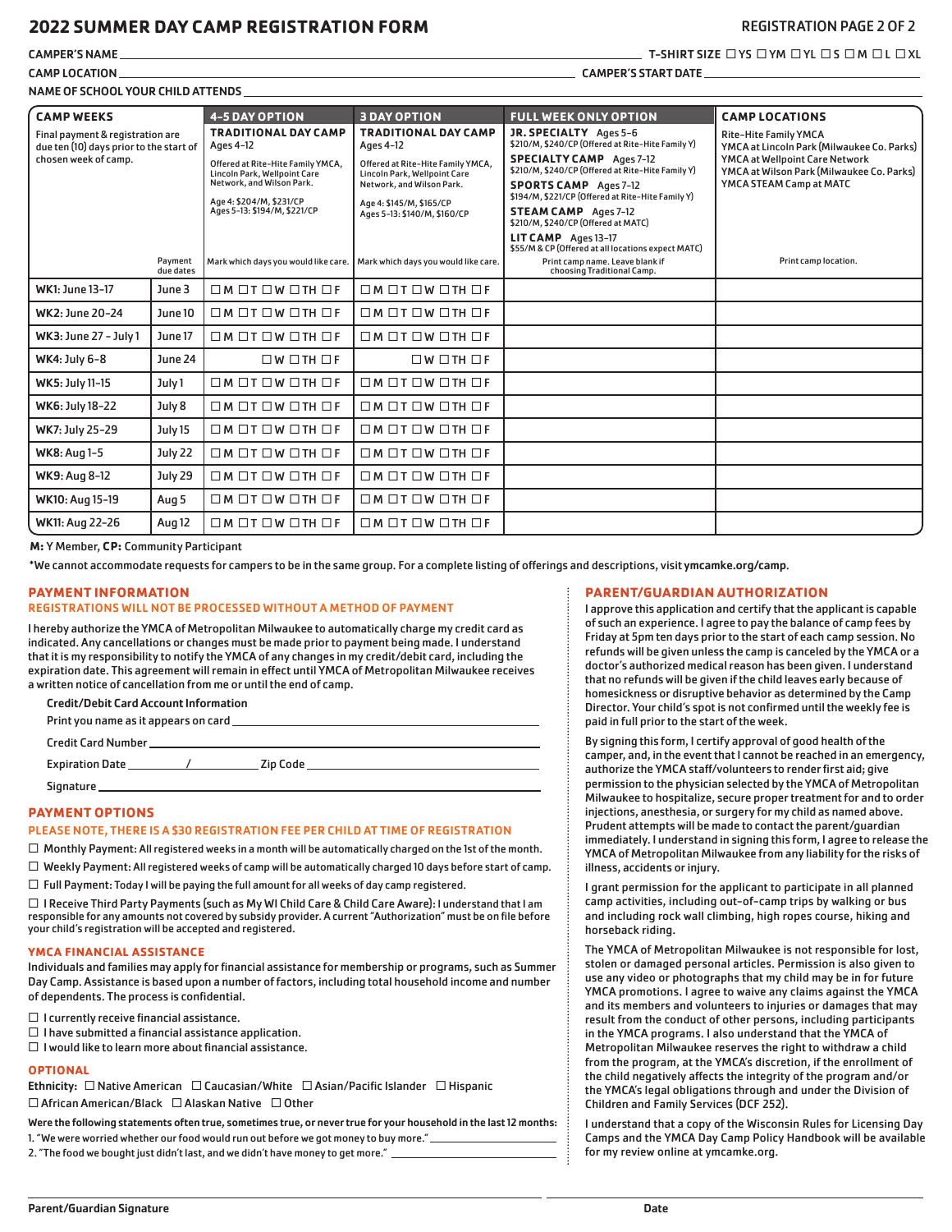# 2022 SUMMER DAY CAMP REGISTRATION FORM

REGISTRATION PAGE 2 OF 2

CAMPER'S NAME ______________________ T-SHIRT SIZE ☐ YS ☐ YM ☐ YL ☐ S ☐ M ☐ L ☐ XL

CAMP LOCATION ______________________ CAMPER'S START DATE ______________________

NAME OF SCHOOL YOUR CHILD ATTENDS ______________________

| CAMP WEEKS<br>Final payment & registration are due ten (10) days prior to the start of chosen week of camp. | Payment due dates | 4-5 DAY OPTION<br>TRADITIONAL DAY CAMP Ages 4-12<br>Offered at Rite-Hite Family YMCA, Lincoln Park, Wellpoint Care Network, and Wilson Park.<br>Age 4: $204/M, $231/CP<br>Ages 5-13: $194/M, $221/CP<br>Mark which days you would like care. | 3 DAY OPTION<br>TRADITIONAL DAY CAMP Ages 4-12<br>Offered at Rite-Hite Family YMCA, Lincoln Park, Wellpoint Care Network, and Wilson Park.<br>Age 4: $145/M, $165/CP<br>Ages 5-13: $140/M, $160/CP<br>Mark which days you would like care. | FULL WEEK ONLY OPTION<br>JR. SPECIALTY Ages 5-6 $210/M, $240/CP (Offered at Rite-Hite Family Y)<br>SPECIALTY CAMP Ages 7-12 $210/M, $240/CP (Offered at Rite-Hite Family Y)<br>SPORTS CAMP Ages 7-12 $194/M, $221/CP (Offered at Rite-Hite Family Y)<br>STEAM CAMP Ages 7-12 $210/M, $240/CP (Offered at MATC)<br>LIT CAMP Ages 13-17 $55/M & CP (Offered at all locations expect MATC)<br>Print camp name. Leave blank if choosing Traditional Camp. | CAMP LOCATIONS<br>Rite-Hite Family YMCA<br>YMCA at Lincoln Park (Milwaukee Co. Parks)<br>YMCA at Wellpoint Care Network<br>YMCA at Wilson Park (Milwaukee Co. Parks)<br>YMCA STEAM Camp at MATC<br>Print camp location. |
|---|---|---|---|---|---|
| WK1: June 13-17 | June 3 | ☐ M ☐ T ☐ W ☐ TH ☐ F | ☐ M ☐ T ☐ W ☐ TH ☐ F | | |
| WK2: June 20-24 | June 10 | ☐ M ☐ T ☐ W ☐ TH ☐ F | ☐ M ☐ T ☐ W ☐ TH ☐ F | | |
| WK3: June 27 - July 1 | June 17 | ☐ M ☐ T ☐ W ☐ TH ☐ F | ☐ M ☐ T ☐ W ☐ TH ☐ F | | |
| WK4: July 6-8 | June 24 | ☐ W ☐ TH ☐ F | ☐ W ☐ TH ☐ F | | |
| WK5: July 11-15 | July 1 | ☐ M ☐ T ☐ W ☐ TH ☐ F | ☐ M ☐ T ☐ W ☐ TH ☐ F | | |
| WK6: July 18-22 | July 8 | ☐ M ☐ T ☐ W ☐ TH ☐ F | ☐ M ☐ T ☐ W ☐ TH ☐ F | | |
| WK7: July 25-29 | July 15 | ☐ M ☐ T ☐ W ☐ TH ☐ F | ☐ M ☐ T ☐ W ☐ TH ☐ F | | |
| WK8: Aug 1-5 | July 22 | ☐ M ☐ T ☐ W ☐ TH ☐ F | ☐ M ☐ T ☐ W ☐ TH ☐ F | | |
| WK9: Aug 8-12 | July 29 | ☐ M ☐ T ☐ W ☐ TH ☐ F | ☐ M ☐ T ☐ W ☐ TH ☐ F | | |
| WK10: Aug 15-19 | Aug 5 | ☐ M ☐ T ☐ W ☐ TH ☐ F | ☐ M ☐ T ☐ W ☐ TH ☐ F | | |
| WK11: Aug 22-26 | Aug 12 | ☐ M ☐ T ☐ W ☐ TH ☐ F | ☐ M ☐ T ☐ W ☐ TH ☐ F | | |

**M:** Y Member, **CP:** Community Participant

*We cannot accommodate requests for campers to be in the same group. For a complete listing of offerings and descriptions, visit **ymcamke.org/camp**.

## PAYMENT INFORMATION

### REGISTRATIONS WILL NOT BE PROCESSED WITHOUT A METHOD OF PAYMENT

I hereby authorize the YMCA of Metropolitan Milwaukee to automatically charge my credit card as indicated. Any cancellations or changes must be made prior to payment being made. I understand that it is my responsibility to notify the YMCA of any changes in my credit/debit card, including the expiration date. This agreement will remain in effect until YMCA of Metropolitan Milwaukee receives a written notice of cancellation from me or until the end of camp.

**Credit/Debit Card Account Information**

Print you name as it appears on card ______________________

Credit Card Number ______________________

Expiration Date ______ / ______ Zip Code ______________________

Signature ______________________

## PAYMENT OPTIONS

### PLEASE NOTE, THERE IS A $30 REGISTRATION FEE PER CHILD AT TIME OF REGISTRATION

☐ Monthly Payment: All registered weeks in a month will be automatically charged on the 1st of the month.

☐ Weekly Payment: All registered weeks of camp will be automatically charged 10 days before start of camp.

☐ Full Payment: Today I will be paying the full amount for all weeks of day camp registered.

☐ I Receive Third Party Payments (such as My WI Child Care & Child Care Aware): I understand that I am responsible for any amounts not covered by subsidy provider. A current "Authorization" must be on file before your child's registration will be accepted and registered.

### YMCA FINANCIAL ASSISTANCE

Individuals and families may apply for financial assistance for membership or programs, such as Summer Day Camp. Assistance is based upon a number of factors, including total household income and number of dependents. The process is confidential.

☐ I currently receive financial assistance.

☐ I have submitted a financial assistance application.

☐ I would like to learn more about financial assistance.

### OPTIONAL

**Ethnicity:** ☐ Native American ☐ Caucasian/White ☐ Asian/Pacific Islander ☐ Hispanic ☐ African American/Black ☐ Alaskan Native ☐ Other

**Were the following statements often true, sometimes true, or never true for your household in the last 12 months:**

1. "We were worried whether our food would run out before we got money to buy more." ______________________
2. "The food we bought just didn't last, and we didn't have money to get more." ______________________

## PARENT/GUARDIAN AUTHORIZATION

I approve this application and certify that the applicant is capable of such an experience. I agree to pay the balance of camp fees by Friday at 5pm ten days prior to the start of each camp session. No refunds will be given unless the camp is canceled by the YMCA or a doctor's authorized medical reason has been given. I understand that no refunds will be given if the child leaves early because of homesickness or disruptive behavior as determined by the Camp Director. Your child's spot is not confirmed until the weekly fee is paid in full prior to the start of the week.

By signing this form, I certify approval of good health of the camper, and, in the event that I cannot be reached in an emergency, authorize the YMCA staff/volunteers to render first aid; give permission to the physician selected by the YMCA of Metropolitan Milwaukee to hospitalize, secure proper treatment for and to order injections, anesthesia, or surgery for my child as named above. Prudent attempts will be made to contact the parent/guardian immediately. I understand in signing this form, I agree to release the YMCA of Metropolitan Milwaukee from any liability for the risks of illness, accidents or injury.

I grant permission for the applicant to participate in all planned camp activities, including out-of-camp trips by walking or bus and including rock wall climbing, high ropes course, hiking and horseback riding.

The YMCA of Metropolitan Milwaukee is not responsible for lost, stolen or damaged personal articles. Permission is also given to use any video or photographs that my child may be in for future YMCA promotions. I agree to waive any claims against the YMCA and its members and volunteers to injuries or damages that may result from the conduct of other persons, including participants in the YMCA programs. I also understand that the YMCA of Metropolitan Milwaukee reserves the right to withdraw a child from the program, at the YMCA's discretion, if the enrollment of the child negatively affects the integrity of the program and/or the YMCA's legal obligations through and under the Division of Children and Family Services (DCF 252).

I understand that a copy of the Wisconsin Rules for Licensing Day Camps and the YMCA Day Camp Policy Handbook will be available for my review online at ymcamke.org.

______________________ ______________________

**Parent/Guardian Signature** **Date**